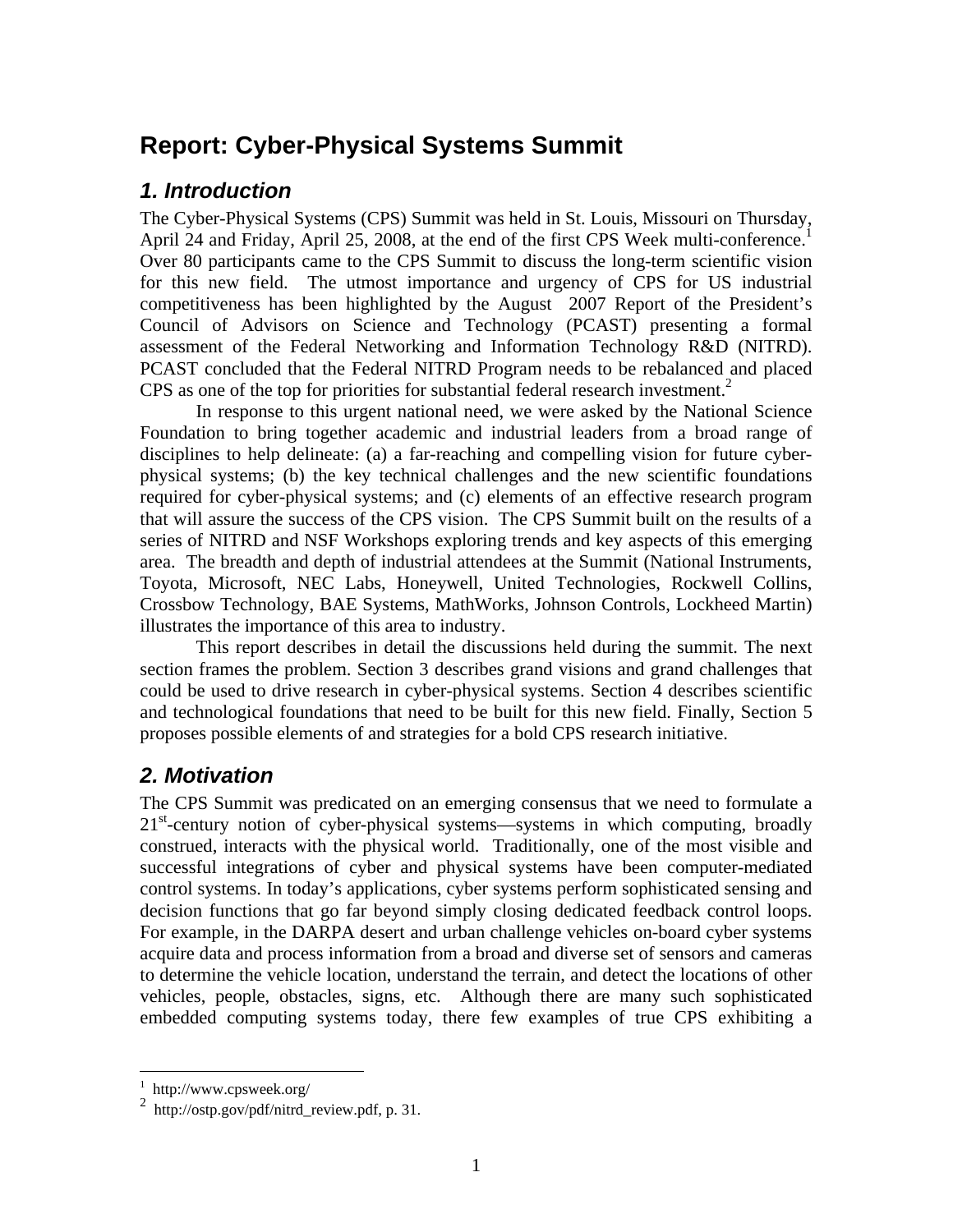# Report: Cyber-Physical Systems Summit

## *1. Introduction*

The Cyber-Physical Systems (CPS) Summit was held in St. Louis, Missouri on Thursday, April 24 and Friday, April 25, 2008, at the end of the first CPS Week multi-conference.[1] Over 80 participants came to the CPS Summit to discuss the long-term scientific vision for this new field. The utmost importance and urgency of CPS for US industrial competitiveness has been highlighted by the August 2007 Report of the President's Council of Advisors on Science and Technology (PCAST) presenting a formal assessment of the Federal Networking and Information Technology R&D (NITRD). PCAST concluded that the Federal NITRD Program needs to be rebalanced and placed CPS as one of the top for priorities for substantial federal research investment.[2]

In response to this urgent national need, we were asked by the National Science Foundation to bring together academic and industrial leaders from a broad range of disciplines to help delineate: (a) a far-reaching and compelling vision for future cyber-physical systems; (b) the key technical challenges and the new scientific foundations required for cyber-physical systems; and (c) elements of an effective research program that will assure the success of the CPS vision. The CPS Summit built on the results of a series of NITRD and NSF Workshops exploring trends and key aspects of this emerging area. The breadth and depth of industrial attendees at the Summit (National Instruments, Toyota, Microsoft, NEC Labs, Honeywell, United Technologies, Rockwell Collins, Crossbow Technology, BAE Systems, MathWorks, Johnson Controls, Lockheed Martin) illustrates the importance of this area to industry.

This report describes in detail the discussions held during the summit. The next section frames the problem. Section 3 describes grand visions and grand challenges that could be used to drive research in cyber-physical systems. Section 4 describes scientific and technological foundations that need to be built for this new field. Finally, Section 5 proposes possible elements of and strategies for a bold CPS research initiative.

## *2. Motivation*

The CPS Summit was predicated on an emerging consensus that we need to formulate a 21st-century notion of cyber-physical systems—systems in which computing, broadly construed, interacts with the physical world. Traditionally, one of the most visible and successful integrations of cyber and physical systems have been computer-mediated control systems. In today's applications, cyber systems perform sophisticated sensing and decision functions that go far beyond simply closing dedicated feedback control loops. For example, in the DARPA desert and urban challenge vehicles on-board cyber systems acquire data and process information from a broad and diverse set of sensors and cameras to determine the vehicle location, understand the terrain, and detect the locations of other vehicles, people, obstacles, signs, etc. Although there are many such sophisticated embedded computing systems today, there few examples of true CPS exhibiting a

---

[1] http://www.cpsweek.org/

[2] http://ostp.gov/pdf/nitrd_review.pdf, p. 31.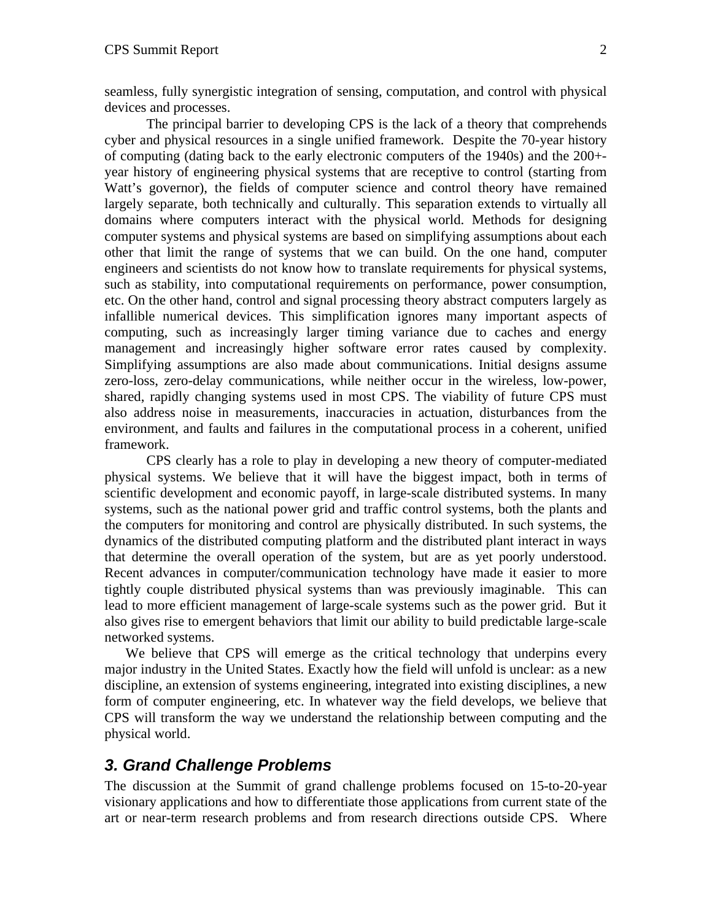seamless, fully synergistic integration of sensing, computation, and control with physical devices and processes.

The principal barrier to developing CPS is the lack of a theory that comprehends cyber and physical resources in a single unified framework. Despite the 70-year history of computing (dating back to the early electronic computers of the 1940s) and the 200+-year history of engineering physical systems that are receptive to control (starting from Watt's governor), the fields of computer science and control theory have remained largely separate, both technically and culturally. This separation extends to virtually all domains where computers interact with the physical world. Methods for designing computer systems and physical systems are based on simplifying assumptions about each other that limit the range of systems that we can build. On the one hand, computer engineers and scientists do not know how to translate requirements for physical systems, such as stability, into computational requirements on performance, power consumption, etc. On the other hand, control and signal processing theory abstract computers largely as infallible numerical devices. This simplification ignores many important aspects of computing, such as increasingly larger timing variance due to caches and energy management and increasingly higher software error rates caused by complexity. Simplifying assumptions are also made about communications. Initial designs assume zero-loss, zero-delay communications, while neither occur in the wireless, low-power, shared, rapidly changing systems used in most CPS. The viability of future CPS must also address noise in measurements, inaccuracies in actuation, disturbances from the environment, and faults and failures in the computational process in a coherent, unified framework.

CPS clearly has a role to play in developing a new theory of computer-mediated physical systems. We believe that it will have the biggest impact, both in terms of scientific development and economic payoff, in large-scale distributed systems. In many systems, such as the national power grid and traffic control systems, both the plants and the computers for monitoring and control are physically distributed. In such systems, the dynamics of the distributed computing platform and the distributed plant interact in ways that determine the overall operation of the system, but are as yet poorly understood. Recent advances in computer/communication technology have made it easier to more tightly couple distributed physical systems than was previously imaginable. This can lead to more efficient management of large-scale systems such as the power grid. But it also gives rise to emergent behaviors that limit our ability to build predictable large-scale networked systems.

We believe that CPS will emerge as the critical technology that underpins every major industry in the United States. Exactly how the field will unfold is unclear: as a new discipline, an extension of systems engineering, integrated into existing disciplines, a new form of computer engineering, etc. In whatever way the field develops, we believe that CPS will transform the way we understand the relationship between computing and the physical world.

## *3. Grand Challenge Problems*

The discussion at the Summit of grand challenge problems focused on 15-to-20-year visionary applications and how to differentiate those applications from current state of the art or near-term research problems and from research directions outside CPS. Where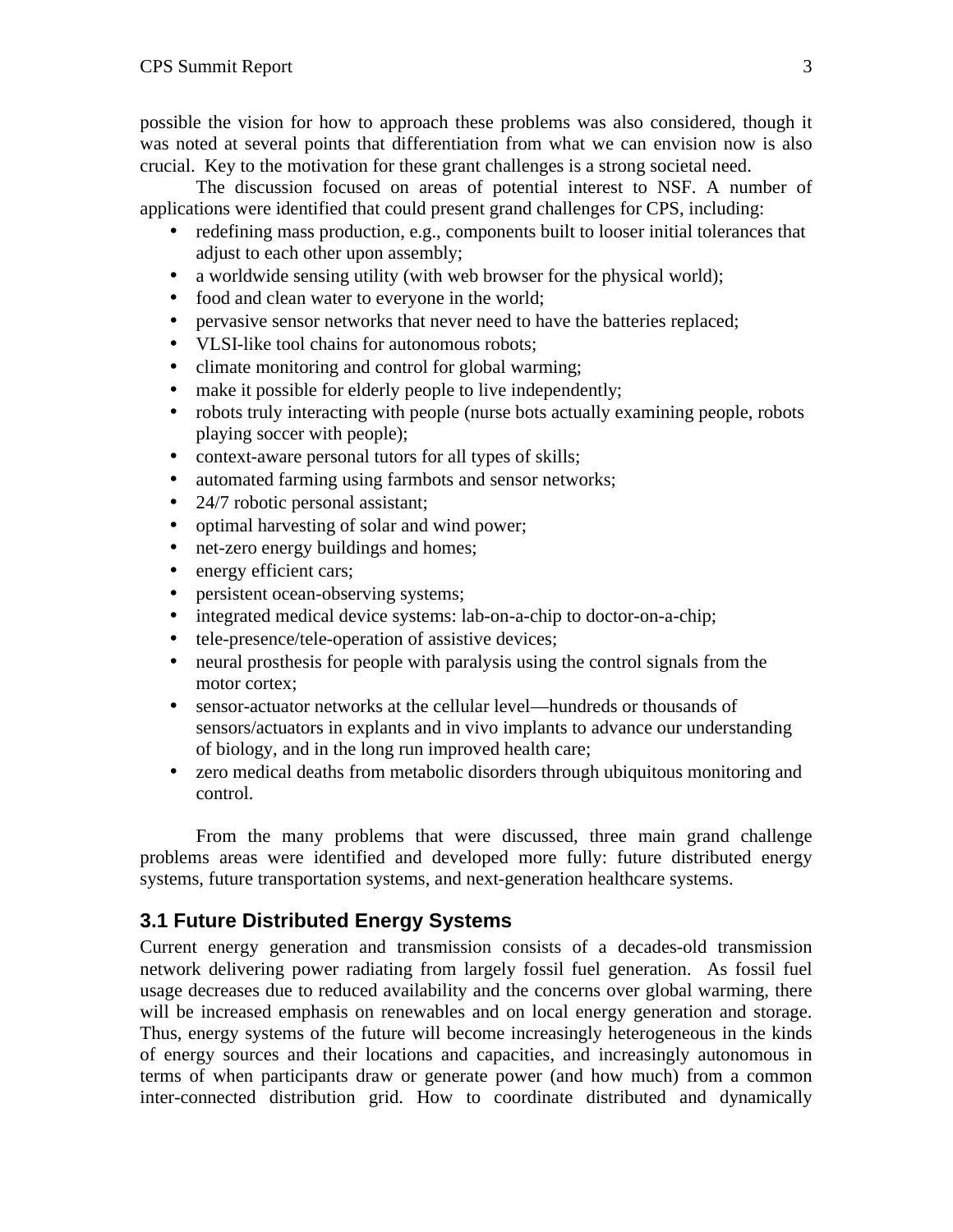possible the vision for how to approach these problems was also considered, though it was noted at several points that differentiation from what we can envision now is also crucial. Key to the motivation for these grant challenges is a strong societal need.

The discussion focused on areas of potential interest to NSF. A number of applications were identified that could present grand challenges for CPS, including:

- redefining mass production, e.g., components built to looser initial tolerances that adjust to each other upon assembly;
- a worldwide sensing utility (with web browser for the physical world);
- food and clean water to everyone in the world;
- pervasive sensor networks that never need to have the batteries replaced;
- VLSI-like tool chains for autonomous robots;
- climate monitoring and control for global warming;
- make it possible for elderly people to live independently;
- robots truly interacting with people (nurse bots actually examining people, robots playing soccer with people);
- context-aware personal tutors for all types of skills;
- automated farming using farmbots and sensor networks;
- 24/7 robotic personal assistant;
- optimal harvesting of solar and wind power;
- net-zero energy buildings and homes;
- energy efficient cars;
- persistent ocean-observing systems;
- integrated medical device systems: lab-on-a-chip to doctor-on-a-chip;
- tele-presence/tele-operation of assistive devices;
- neural prosthesis for people with paralysis using the control signals from the motor cortex;
- sensor-actuator networks at the cellular level—hundreds or thousands of sensors/actuators in explants and in vivo implants to advance our understanding of biology, and in the long run improved health care;
- zero medical deaths from metabolic disorders through ubiquitous monitoring and control.

From the many problems that were discussed, three main grand challenge problems areas were identified and developed more fully: future distributed energy systems, future transportation systems, and next-generation healthcare systems.

## 3.1 Future Distributed Energy Systems

Current energy generation and transmission consists of a decades-old transmission network delivering power radiating from largely fossil fuel generation. As fossil fuel usage decreases due to reduced availability and the concerns over global warming, there will be increased emphasis on renewables and on local energy generation and storage. Thus, energy systems of the future will become increasingly heterogeneous in the kinds of energy sources and their locations and capacities, and increasingly autonomous in terms of when participants draw or generate power (and how much) from a common inter-connected distribution grid. How to coordinate distributed and dynamically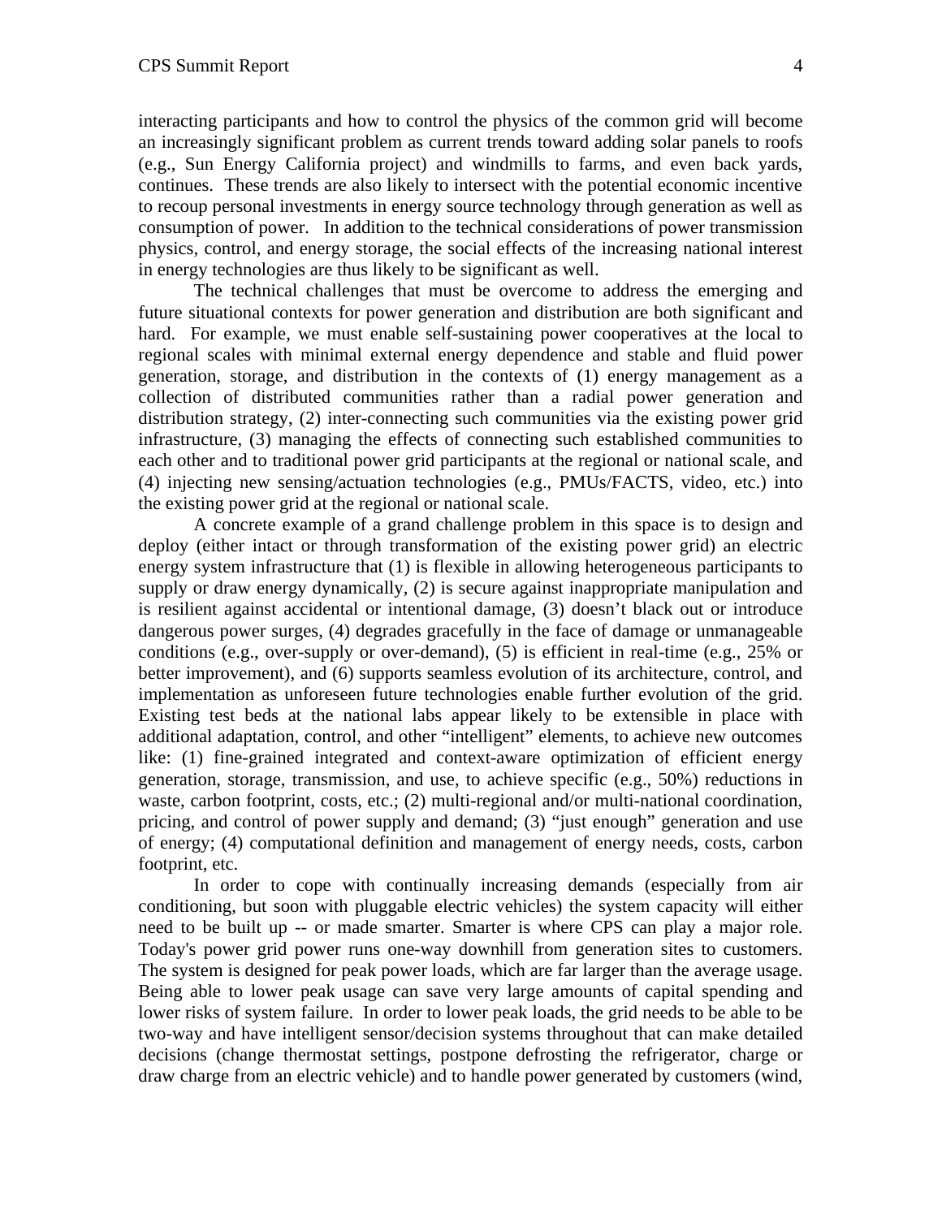interacting participants and how to control the physics of the common grid will become an increasingly significant problem as current trends toward adding solar panels to roofs (e.g., Sun Energy California project) and windmills to farms, and even back yards, continues. These trends are also likely to intersect with the potential economic incentive to recoup personal investments in energy source technology through generation as well as consumption of power. In addition to the technical considerations of power transmission physics, control, and energy storage, the social effects of the increasing national interest in energy technologies are thus likely to be significant as well.

The technical challenges that must be overcome to address the emerging and future situational contexts for power generation and distribution are both significant and hard. For example, we must enable self-sustaining power cooperatives at the local to regional scales with minimal external energy dependence and stable and fluid power generation, storage, and distribution in the contexts of (1) energy management as a collection of distributed communities rather than a radial power generation and distribution strategy, (2) inter-connecting such communities via the existing power grid infrastructure, (3) managing the effects of connecting such established communities to each other and to traditional power grid participants at the regional or national scale, and (4) injecting new sensing/actuation technologies (e.g., PMUs/FACTS, video, etc.) into the existing power grid at the regional or national scale.

A concrete example of a grand challenge problem in this space is to design and deploy (either intact or through transformation of the existing power grid) an electric energy system infrastructure that (1) is flexible in allowing heterogeneous participants to supply or draw energy dynamically, (2) is secure against inappropriate manipulation and is resilient against accidental or intentional damage, (3) doesn't black out or introduce dangerous power surges, (4) degrades gracefully in the face of damage or unmanageable conditions (e.g., over-supply or over-demand), (5) is efficient in real-time (e.g., 25% or better improvement), and (6) supports seamless evolution of its architecture, control, and implementation as unforeseen future technologies enable further evolution of the grid. Existing test beds at the national labs appear likely to be extensible in place with additional adaptation, control, and other "intelligent" elements, to achieve new outcomes like: (1) fine-grained integrated and context-aware optimization of efficient energy generation, storage, transmission, and use, to achieve specific (e.g., 50%) reductions in waste, carbon footprint, costs, etc.; (2) multi-regional and/or multi-national coordination, pricing, and control of power supply and demand; (3) "just enough" generation and use of energy; (4) computational definition and management of energy needs, costs, carbon footprint, etc.

In order to cope with continually increasing demands (especially from air conditioning, but soon with pluggable electric vehicles) the system capacity will either need to be built up -- or made smarter. Smarter is where CPS can play a major role. Today's power grid power runs one-way downhill from generation sites to customers. The system is designed for peak power loads, which are far larger than the average usage. Being able to lower peak usage can save very large amounts of capital spending and lower risks of system failure. In order to lower peak loads, the grid needs to be able to be two-way and have intelligent sensor/decision systems throughout that can make detailed decisions (change thermostat settings, postpone defrosting the refrigerator, charge or draw charge from an electric vehicle) and to handle power generated by customers (wind,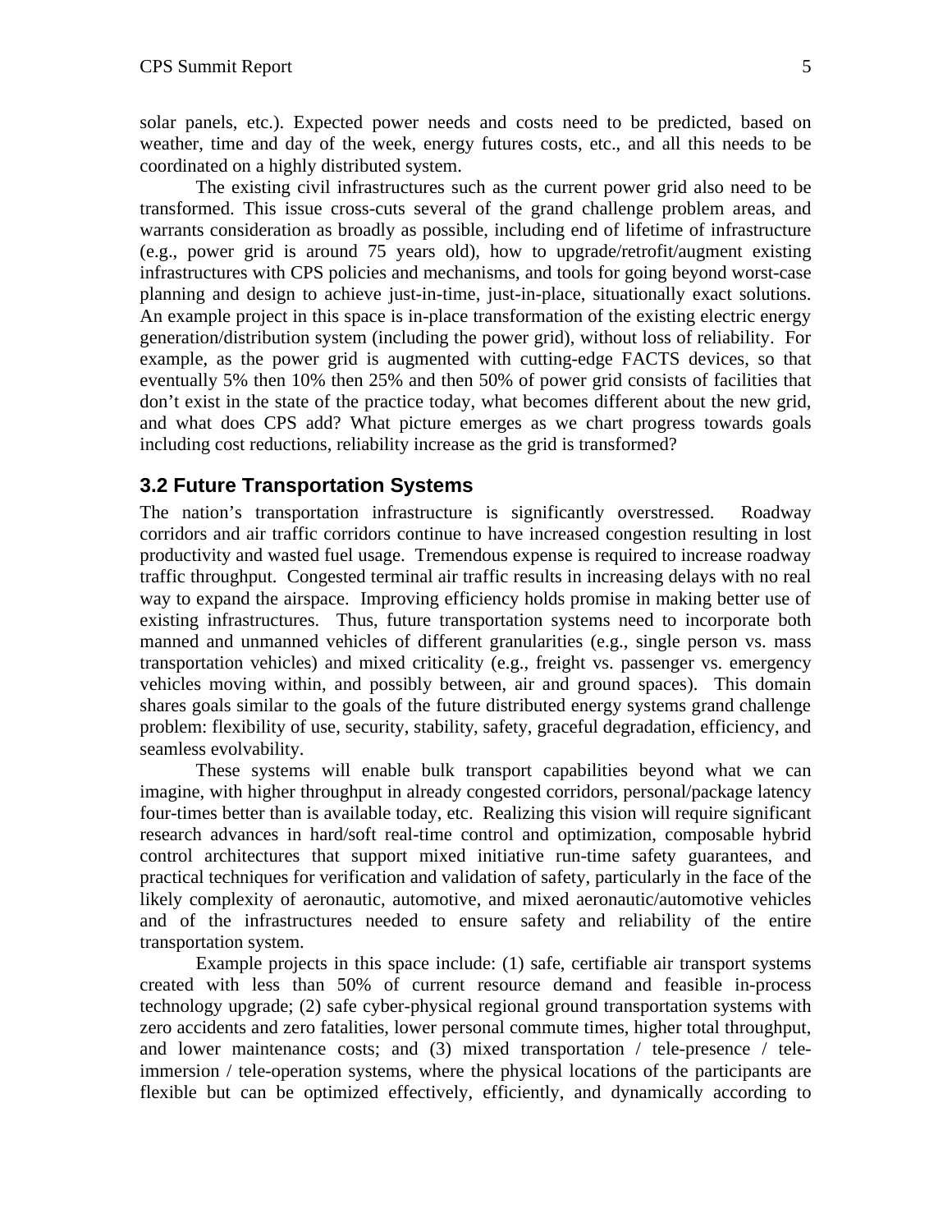solar panels, etc.). Expected power needs and costs need to be predicted, based on weather, time and day of the week, energy futures costs, etc., and all this needs to be coordinated on a highly distributed system.

The existing civil infrastructures such as the current power grid also need to be transformed. This issue cross-cuts several of the grand challenge problem areas, and warrants consideration as broadly as possible, including end of lifetime of infrastructure (e.g., power grid is around 75 years old), how to upgrade/retrofit/augment existing infrastructures with CPS policies and mechanisms, and tools for going beyond worst-case planning and design to achieve just-in-time, just-in-place, situationally exact solutions. An example project in this space is in-place transformation of the existing electric energy generation/distribution system (including the power grid), without loss of reliability. For example, as the power grid is augmented with cutting-edge FACTS devices, so that eventually 5% then 10% then 25% and then 50% of power grid consists of facilities that don't exist in the state of the practice today, what becomes different about the new grid, and what does CPS add? What picture emerges as we chart progress towards goals including cost reductions, reliability increase as the grid is transformed?

## 3.2 Future Transportation Systems

The nation's transportation infrastructure is significantly overstressed. Roadway corridors and air traffic corridors continue to have increased congestion resulting in lost productivity and wasted fuel usage. Tremendous expense is required to increase roadway traffic throughput. Congested terminal air traffic results in increasing delays with no real way to expand the airspace. Improving efficiency holds promise in making better use of existing infrastructures. Thus, future transportation systems need to incorporate both manned and unmanned vehicles of different granularities (e.g., single person vs. mass transportation vehicles) and mixed criticality (e.g., freight vs. passenger vs. emergency vehicles moving within, and possibly between, air and ground spaces). This domain shares goals similar to the goals of the future distributed energy systems grand challenge problem: flexibility of use, security, stability, safety, graceful degradation, efficiency, and seamless evolvability.

These systems will enable bulk transport capabilities beyond what we can imagine, with higher throughput in already congested corridors, personal/package latency four-times better than is available today, etc. Realizing this vision will require significant research advances in hard/soft real-time control and optimization, composable hybrid control architectures that support mixed initiative run-time safety guarantees, and practical techniques for verification and validation of safety, particularly in the face of the likely complexity of aeronautic, automotive, and mixed aeronautic/automotive vehicles and of the infrastructures needed to ensure safety and reliability of the entire transportation system.

Example projects in this space include: (1) safe, certifiable air transport systems created with less than 50% of current resource demand and feasible in-process technology upgrade; (2) safe cyber-physical regional ground transportation systems with zero accidents and zero fatalities, lower personal commute times, higher total throughput, and lower maintenance costs; and (3) mixed transportation / tele-presence / tele-immersion / tele-operation systems, where the physical locations of the participants are flexible but can be optimized effectively, efficiently, and dynamically according to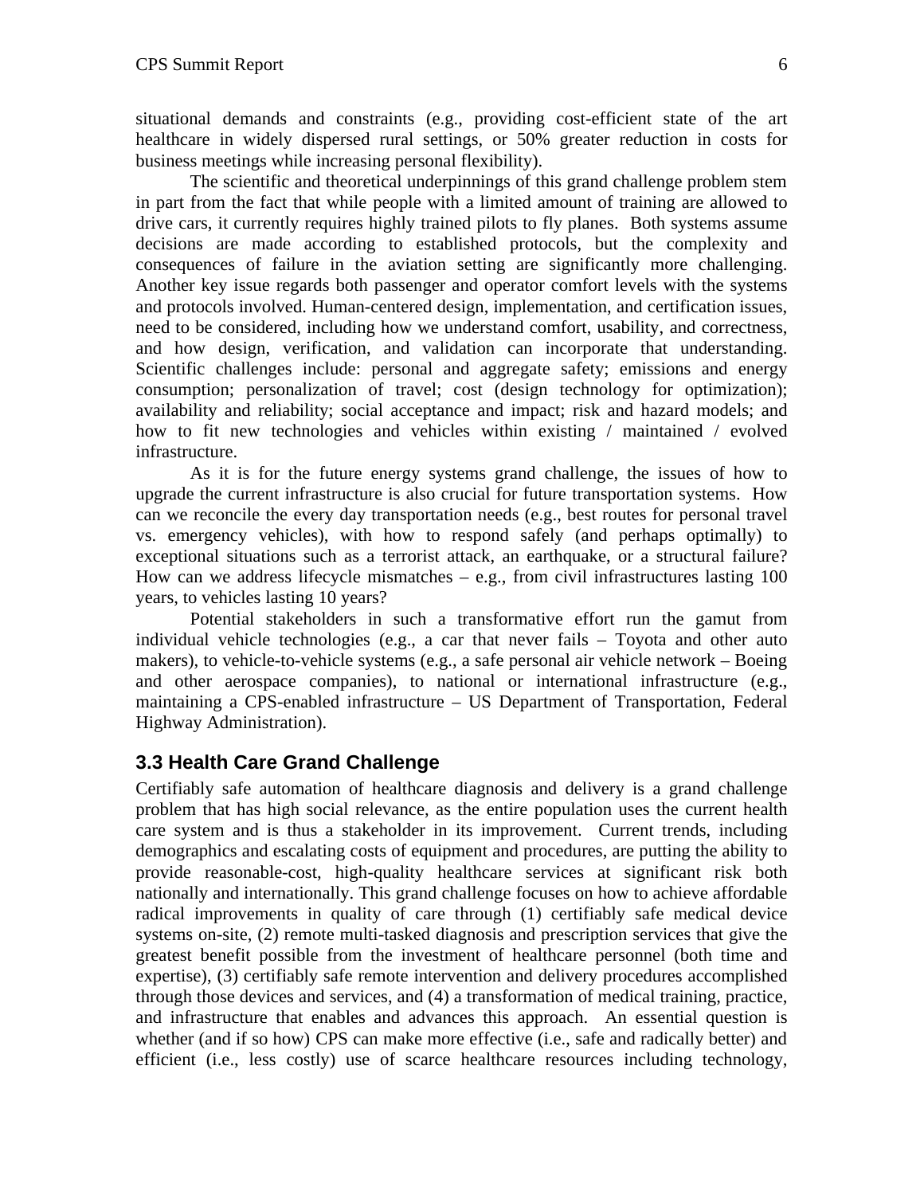situational demands and constraints (e.g., providing cost-efficient state of the art healthcare in widely dispersed rural settings, or 50% greater reduction in costs for business meetings while increasing personal flexibility).

The scientific and theoretical underpinnings of this grand challenge problem stem in part from the fact that while people with a limited amount of training are allowed to drive cars, it currently requires highly trained pilots to fly planes. Both systems assume decisions are made according to established protocols, but the complexity and consequences of failure in the aviation setting are significantly more challenging. Another key issue regards both passenger and operator comfort levels with the systems and protocols involved. Human-centered design, implementation, and certification issues, need to be considered, including how we understand comfort, usability, and correctness, and how design, verification, and validation can incorporate that understanding. Scientific challenges include: personal and aggregate safety; emissions and energy consumption; personalization of travel; cost (design technology for optimization); availability and reliability; social acceptance and impact; risk and hazard models; and how to fit new technologies and vehicles within existing / maintained / evolved infrastructure.

As it is for the future energy systems grand challenge, the issues of how to upgrade the current infrastructure is also crucial for future transportation systems. How can we reconcile the every day transportation needs (e.g., best routes for personal travel vs. emergency vehicles), with how to respond safely (and perhaps optimally) to exceptional situations such as a terrorist attack, an earthquake, or a structural failure? How can we address lifecycle mismatches – e.g., from civil infrastructures lasting 100 years, to vehicles lasting 10 years?

Potential stakeholders in such a transformative effort run the gamut from individual vehicle technologies (e.g., a car that never fails – Toyota and other auto makers), to vehicle-to-vehicle systems (e.g., a safe personal air vehicle network – Boeing and other aerospace companies), to national or international infrastructure (e.g., maintaining a CPS-enabled infrastructure – US Department of Transportation, Federal Highway Administration).

### 3.3 Health Care Grand Challenge

Certifiably safe automation of healthcare diagnosis and delivery is a grand challenge problem that has high social relevance, as the entire population uses the current health care system and is thus a stakeholder in its improvement. Current trends, including demographics and escalating costs of equipment and procedures, are putting the ability to provide reasonable-cost, high-quality healthcare services at significant risk both nationally and internationally. This grand challenge focuses on how to achieve affordable radical improvements in quality of care through (1) certifiably safe medical device systems on-site, (2) remote multi-tasked diagnosis and prescription services that give the greatest benefit possible from the investment of healthcare personnel (both time and expertise), (3) certifiably safe remote intervention and delivery procedures accomplished through those devices and services, and (4) a transformation of medical training, practice, and infrastructure that enables and advances this approach. An essential question is whether (and if so how) CPS can make more effective (i.e., safe and radically better) and efficient (i.e., less costly) use of scarce healthcare resources including technology,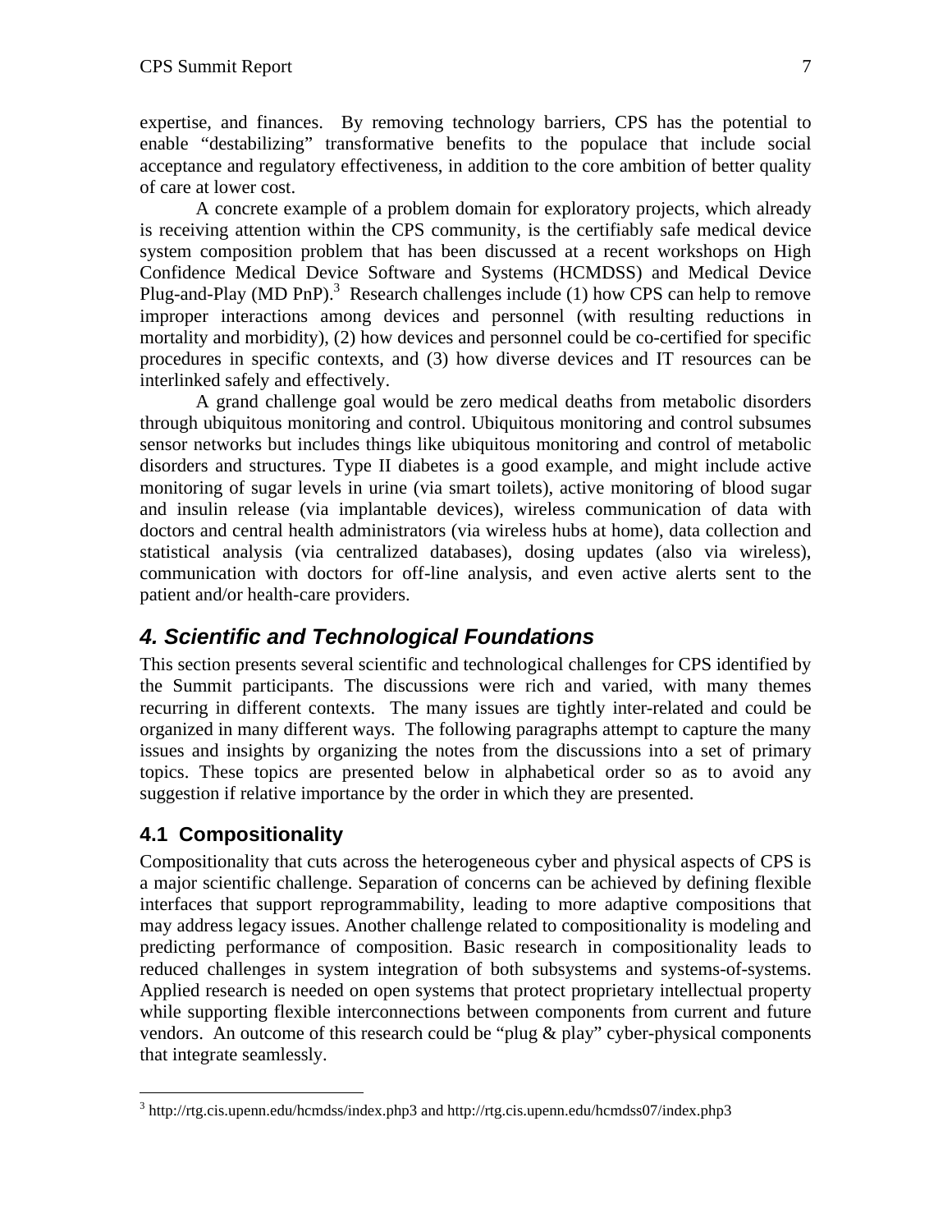expertise, and finances. By removing technology barriers, CPS has the potential to enable "destabilizing" transformative benefits to the populace that include social acceptance and regulatory effectiveness, in addition to the core ambition of better quality of care at lower cost.

A concrete example of a problem domain for exploratory projects, which already is receiving attention within the CPS community, is the certifiably safe medical device system composition problem that has been discussed at a recent workshops on High Confidence Medical Device Software and Systems (HCMDSS) and Medical Device Plug-and-Play (MD PnP).[3] Research challenges include (1) how CPS can help to remove improper interactions among devices and personnel (with resulting reductions in mortality and morbidity), (2) how devices and personnel could be co-certified for specific procedures in specific contexts, and (3) how diverse devices and IT resources can be interlinked safely and effectively.

A grand challenge goal would be zero medical deaths from metabolic disorders through ubiquitous monitoring and control. Ubiquitous monitoring and control subsumes sensor networks but includes things like ubiquitous monitoring and control of metabolic disorders and structures. Type II diabetes is a good example, and might include active monitoring of sugar levels in urine (via smart toilets), active monitoring of blood sugar and insulin release (via implantable devices), wireless communication of data with doctors and central health administrators (via wireless hubs at home), data collection and statistical analysis (via centralized databases), dosing updates (also via wireless), communication with doctors for off-line analysis, and even active alerts sent to the patient and/or health-care providers.

## *4. Scientific and Technological Foundations*

This section presents several scientific and technological challenges for CPS identified by the Summit participants. The discussions were rich and varied, with many themes recurring in different contexts. The many issues are tightly inter-related and could be organized in many different ways. The following paragraphs attempt to capture the many issues and insights by organizing the notes from the discussions into a set of primary topics. These topics are presented below in alphabetical order so as to avoid any suggestion if relative importance by the order in which they are presented.

### 4.1 Compositionality

Compositionality that cuts across the heterogeneous cyber and physical aspects of CPS is a major scientific challenge. Separation of concerns can be achieved by defining flexible interfaces that support reprogrammability, leading to more adaptive compositions that may address legacy issues. Another challenge related to compositionality is modeling and predicting performance of composition. Basic research in compositionality leads to reduced challenges in system integration of both subsystems and systems-of-systems. Applied research is needed on open systems that protect proprietary intellectual property while supporting flexible interconnections between components from current and future vendors. An outcome of this research could be "plug & play" cyber-physical components that integrate seamlessly.

---

[3] http://rtg.cis.upenn.edu/hcmdss/index.php3 and http://rtg.cis.upenn.edu/hcmdss07/index.php3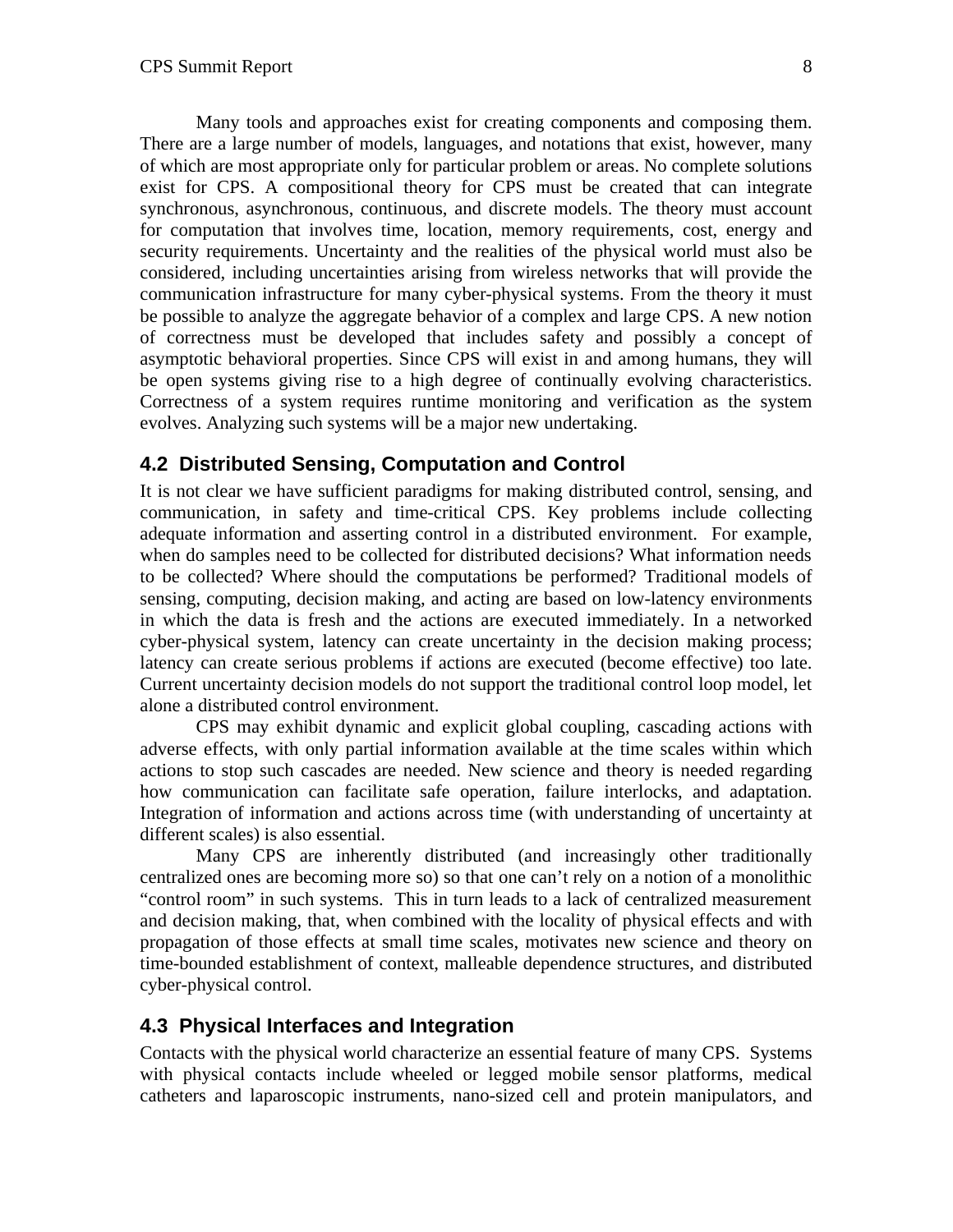Many tools and approaches exist for creating components and composing them. There are a large number of models, languages, and notations that exist, however, many of which are most appropriate only for particular problem or areas. No complete solutions exist for CPS. A compositional theory for CPS must be created that can integrate synchronous, asynchronous, continuous, and discrete models. The theory must account for computation that involves time, location, memory requirements, cost, energy and security requirements. Uncertainty and the realities of the physical world must also be considered, including uncertainties arising from wireless networks that will provide the communication infrastructure for many cyber-physical systems. From the theory it must be possible to analyze the aggregate behavior of a complex and large CPS. A new notion of correctness must be developed that includes safety and possibly a concept of asymptotic behavioral properties. Since CPS will exist in and among humans, they will be open systems giving rise to a high degree of continually evolving characteristics. Correctness of a system requires runtime monitoring and verification as the system evolves. Analyzing such systems will be a major new undertaking.

## 4.2 Distributed Sensing, Computation and Control

It is not clear we have sufficient paradigms for making distributed control, sensing, and communication, in safety and time-critical CPS. Key problems include collecting adequate information and asserting control in a distributed environment. For example, when do samples need to be collected for distributed decisions? What information needs to be collected? Where should the computations be performed? Traditional models of sensing, computing, decision making, and acting are based on low-latency environments in which the data is fresh and the actions are executed immediately. In a networked cyber-physical system, latency can create uncertainty in the decision making process; latency can create serious problems if actions are executed (become effective) too late. Current uncertainty decision models do not support the traditional control loop model, let alone a distributed control environment.

CPS may exhibit dynamic and explicit global coupling, cascading actions with adverse effects, with only partial information available at the time scales within which actions to stop such cascades are needed. New science and theory is needed regarding how communication can facilitate safe operation, failure interlocks, and adaptation. Integration of information and actions across time (with understanding of uncertainty at different scales) is also essential.

Many CPS are inherently distributed (and increasingly other traditionally centralized ones are becoming more so) so that one can't rely on a notion of a monolithic "control room" in such systems. This in turn leads to a lack of centralized measurement and decision making, that, when combined with the locality of physical effects and with propagation of those effects at small time scales, motivates new science and theory on time-bounded establishment of context, malleable dependence structures, and distributed cyber-physical control.

## 4.3 Physical Interfaces and Integration

Contacts with the physical world characterize an essential feature of many CPS. Systems with physical contacts include wheeled or legged mobile sensor platforms, medical catheters and laparoscopic instruments, nano-sized cell and protein manipulators, and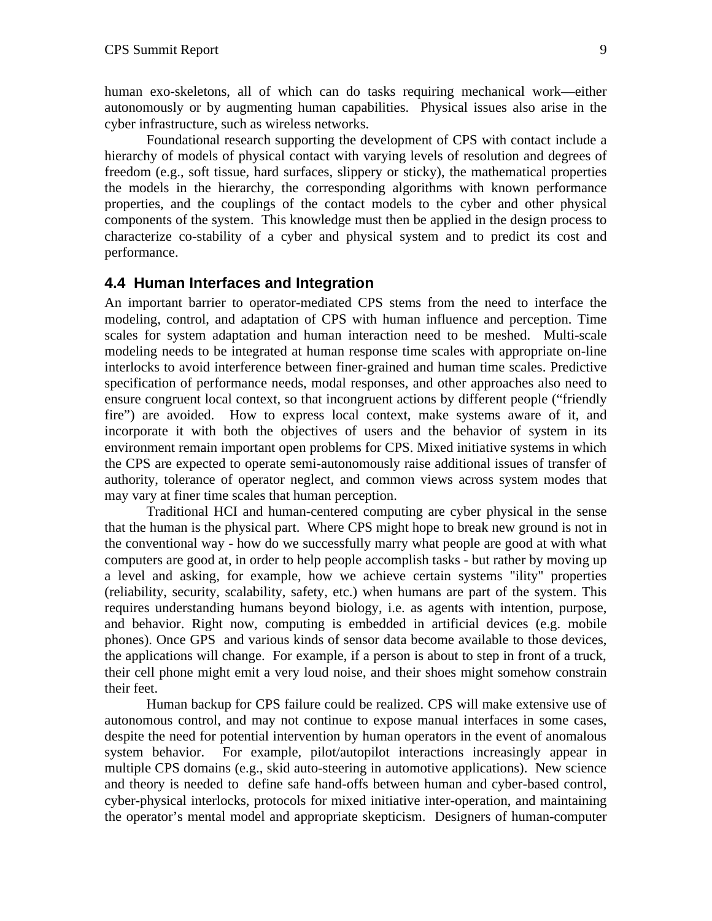human exo-skeletons, all of which can do tasks requiring mechanical work—either autonomously or by augmenting human capabilities. Physical issues also arise in the cyber infrastructure, such as wireless networks.

Foundational research supporting the development of CPS with contact include a hierarchy of models of physical contact with varying levels of resolution and degrees of freedom (e.g., soft tissue, hard surfaces, slippery or sticky), the mathematical properties the models in the hierarchy, the corresponding algorithms with known performance properties, and the couplings of the contact models to the cyber and other physical components of the system. This knowledge must then be applied in the design process to characterize co-stability of a cyber and physical system and to predict its cost and performance.

## 4.4 Human Interfaces and Integration

An important barrier to operator-mediated CPS stems from the need to interface the modeling, control, and adaptation of CPS with human influence and perception. Time scales for system adaptation and human interaction need to be meshed. Multi-scale modeling needs to be integrated at human response time scales with appropriate on-line interlocks to avoid interference between finer-grained and human time scales. Predictive specification of performance needs, modal responses, and other approaches also need to ensure congruent local context, so that incongruent actions by different people ("friendly fire") are avoided. How to express local context, make systems aware of it, and incorporate it with both the objectives of users and the behavior of system in its environment remain important open problems for CPS. Mixed initiative systems in which the CPS are expected to operate semi-autonomously raise additional issues of transfer of authority, tolerance of operator neglect, and common views across system modes that may vary at finer time scales that human perception.

Traditional HCI and human-centered computing are cyber physical in the sense that the human is the physical part. Where CPS might hope to break new ground is not in the conventional way - how do we successfully marry what people are good at with what computers are good at, in order to help people accomplish tasks - but rather by moving up a level and asking, for example, how we achieve certain systems "ility" properties (reliability, security, scalability, safety, etc.) when humans are part of the system. This requires understanding humans beyond biology, i.e. as agents with intention, purpose, and behavior. Right now, computing is embedded in artificial devices (e.g. mobile phones). Once GPS and various kinds of sensor data become available to those devices, the applications will change. For example, if a person is about to step in front of a truck, their cell phone might emit a very loud noise, and their shoes might somehow constrain their feet.

Human backup for CPS failure could be realized. CPS will make extensive use of autonomous control, and may not continue to expose manual interfaces in some cases, despite the need for potential intervention by human operators in the event of anomalous system behavior. For example, pilot/autopilot interactions increasingly appear in multiple CPS domains (e.g., skid auto-steering in automotive applications). New science and theory is needed to define safe hand-offs between human and cyber-based control, cyber-physical interlocks, protocols for mixed initiative inter-operation, and maintaining the operator's mental model and appropriate skepticism. Designers of human-computer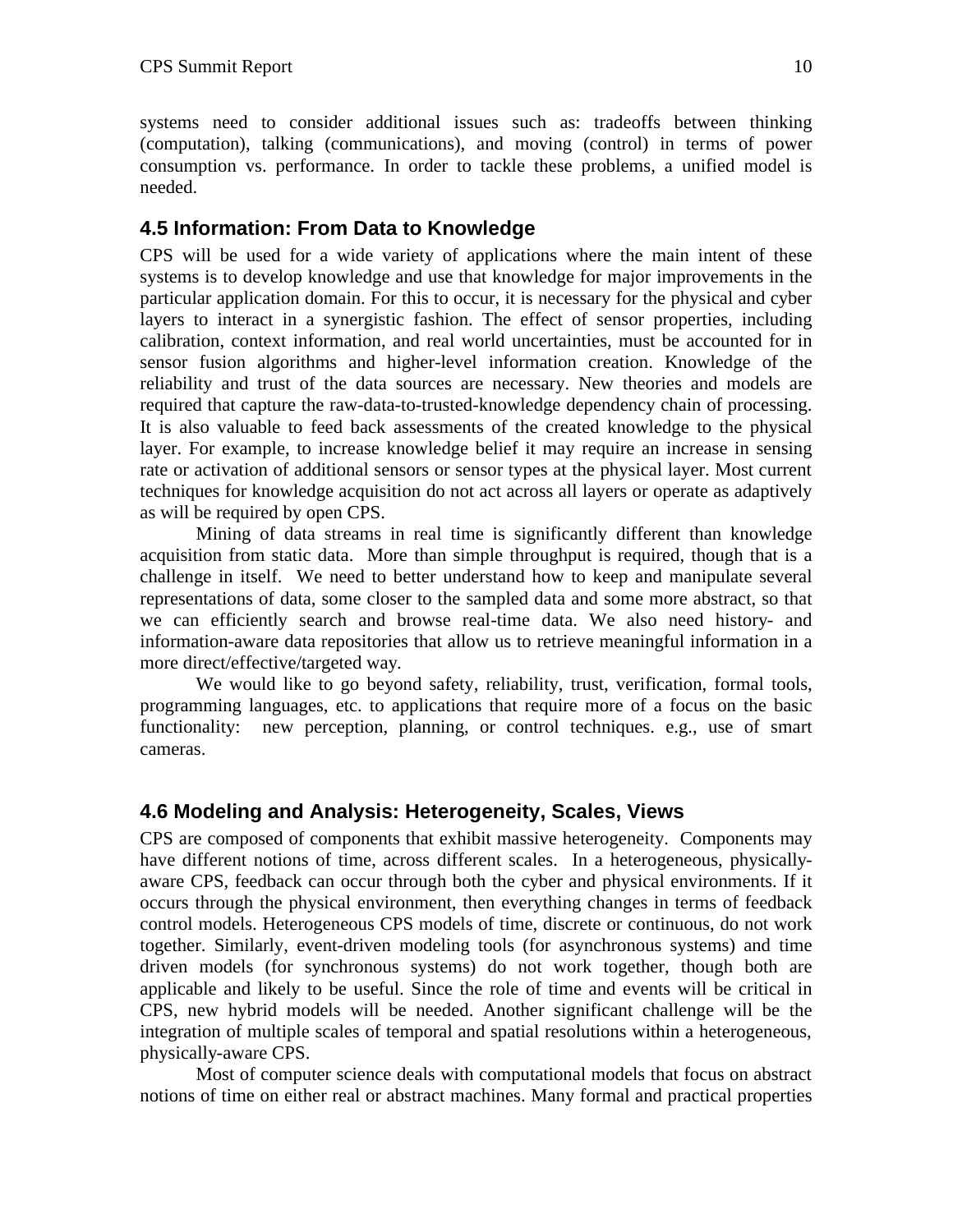systems need to consider additional issues such as: tradeoffs between thinking (computation), talking (communications), and moving (control) in terms of power consumption vs. performance. In order to tackle these problems, a unified model is needed.

## 4.5 Information: From Data to Knowledge

CPS will be used for a wide variety of applications where the main intent of these systems is to develop knowledge and use that knowledge for major improvements in the particular application domain. For this to occur, it is necessary for the physical and cyber layers to interact in a synergistic fashion. The effect of sensor properties, including calibration, context information, and real world uncertainties, must be accounted for in sensor fusion algorithms and higher-level information creation. Knowledge of the reliability and trust of the data sources are necessary. New theories and models are required that capture the raw-data-to-trusted-knowledge dependency chain of processing. It is also valuable to feed back assessments of the created knowledge to the physical layer. For example, to increase knowledge belief it may require an increase in sensing rate or activation of additional sensors or sensor types at the physical layer. Most current techniques for knowledge acquisition do not act across all layers or operate as adaptively as will be required by open CPS.

Mining of data streams in real time is significantly different than knowledge acquisition from static data. More than simple throughput is required, though that is a challenge in itself. We need to better understand how to keep and manipulate several representations of data, some closer to the sampled data and some more abstract, so that we can efficiently search and browse real-time data. We also need history- and information-aware data repositories that allow us to retrieve meaningful information in a more direct/effective/targeted way.

We would like to go beyond safety, reliability, trust, verification, formal tools, programming languages, etc. to applications that require more of a focus on the basic functionality: new perception, planning, or control techniques. e.g., use of smart cameras.

## 4.6 Modeling and Analysis: Heterogeneity, Scales, Views

CPS are composed of components that exhibit massive heterogeneity. Components may have different notions of time, across different scales. In a heterogeneous, physically-aware CPS, feedback can occur through both the cyber and physical environments. If it occurs through the physical environment, then everything changes in terms of feedback control models. Heterogeneous CPS models of time, discrete or continuous, do not work together. Similarly, event-driven modeling tools (for asynchronous systems) and time driven models (for synchronous systems) do not work together, though both are applicable and likely to be useful. Since the role of time and events will be critical in CPS, new hybrid models will be needed. Another significant challenge will be the integration of multiple scales of temporal and spatial resolutions within a heterogeneous, physically-aware CPS.

Most of computer science deals with computational models that focus on abstract notions of time on either real or abstract machines. Many formal and practical properties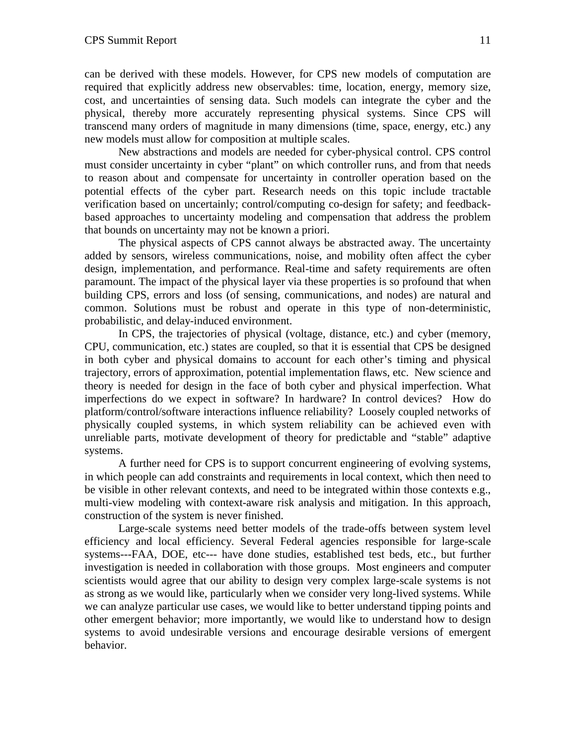can be derived with these models. However, for CPS new models of computation are required that explicitly address new observables: time, location, energy, memory size, cost, and uncertainties of sensing data. Such models can integrate the cyber and the physical, thereby more accurately representing physical systems. Since CPS will transcend many orders of magnitude in many dimensions (time, space, energy, etc.) any new models must allow for composition at multiple scales.

New abstractions and models are needed for cyber-physical control. CPS control must consider uncertainty in cyber "plant" on which controller runs, and from that needs to reason about and compensate for uncertainty in controller operation based on the potential effects of the cyber part. Research needs on this topic include tractable verification based on uncertainly; control/computing co-design for safety; and feedback-based approaches to uncertainty modeling and compensation that address the problem that bounds on uncertainty may not be known a priori.

The physical aspects of CPS cannot always be abstracted away. The uncertainty added by sensors, wireless communications, noise, and mobility often affect the cyber design, implementation, and performance. Real-time and safety requirements are often paramount. The impact of the physical layer via these properties is so profound that when building CPS, errors and loss (of sensing, communications, and nodes) are natural and common. Solutions must be robust and operate in this type of non-deterministic, probabilistic, and delay-induced environment.

In CPS, the trajectories of physical (voltage, distance, etc.) and cyber (memory, CPU, communication, etc.) states are coupled, so that it is essential that CPS be designed in both cyber and physical domains to account for each other's timing and physical trajectory, errors of approximation, potential implementation flaws, etc. New science and theory is needed for design in the face of both cyber and physical imperfection. What imperfections do we expect in software? In hardware? In control devices? How do platform/control/software interactions influence reliability? Loosely coupled networks of physically coupled systems, in which system reliability can be achieved even with unreliable parts, motivate development of theory for predictable and "stable" adaptive systems.

A further need for CPS is to support concurrent engineering of evolving systems, in which people can add constraints and requirements in local context, which then need to be visible in other relevant contexts, and need to be integrated within those contexts e.g., multi-view modeling with context-aware risk analysis and mitigation. In this approach, construction of the system is never finished.

Large-scale systems need better models of the trade-offs between system level efficiency and local efficiency. Several Federal agencies responsible for large-scale systems---FAA, DOE, etc--- have done studies, established test beds, etc., but further investigation is needed in collaboration with those groups. Most engineers and computer scientists would agree that our ability to design very complex large-scale systems is not as strong as we would like, particularly when we consider very long-lived systems. While we can analyze particular use cases, we would like to better understand tipping points and other emergent behavior; more importantly, we would like to understand how to design systems to avoid undesirable versions and encourage desirable versions of emergent behavior.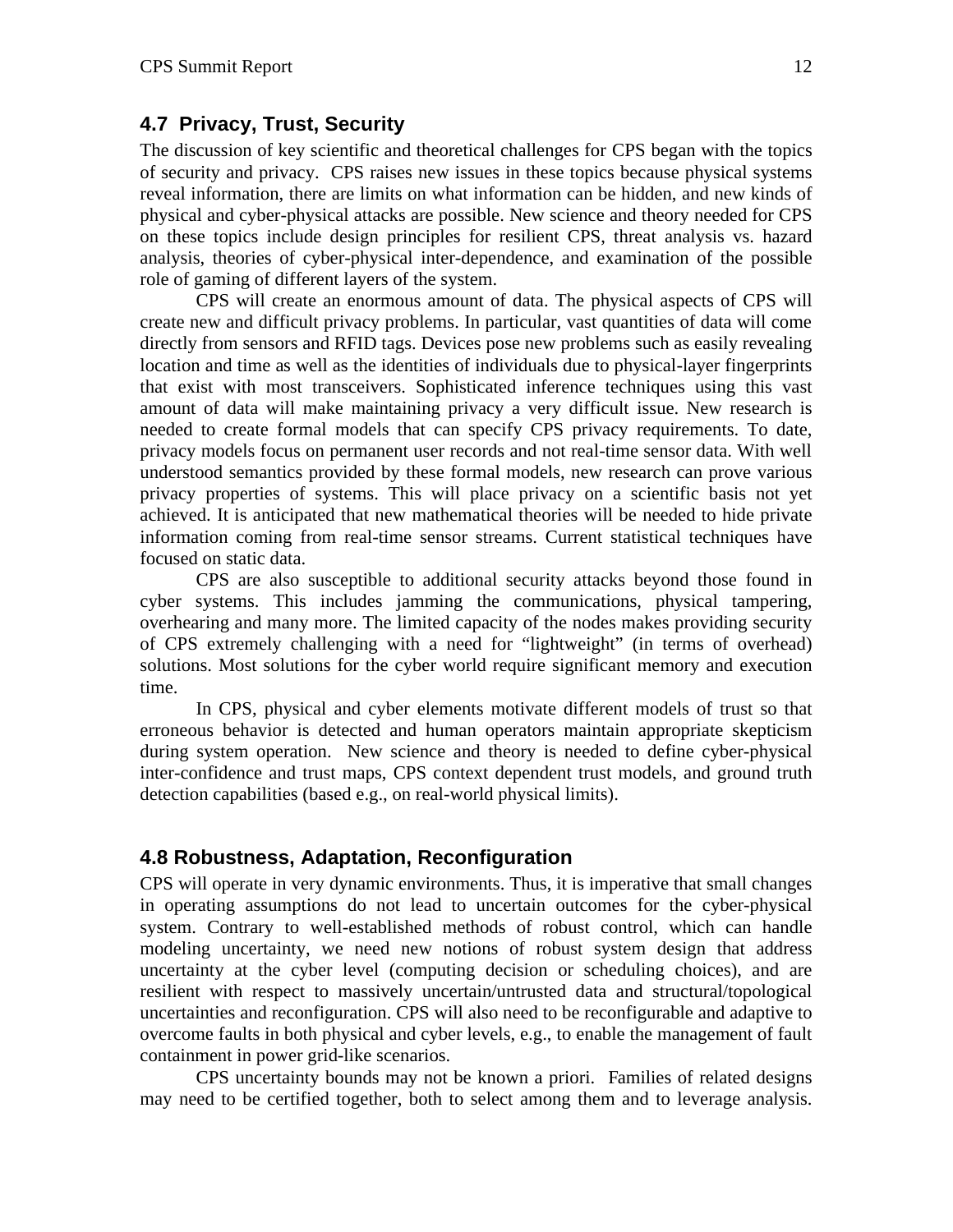## 4.7 Privacy, Trust, Security

The discussion of key scientific and theoretical challenges for CPS began with the topics of security and privacy. CPS raises new issues in these topics because physical systems reveal information, there are limits on what information can be hidden, and new kinds of physical and cyber-physical attacks are possible. New science and theory needed for CPS on these topics include design principles for resilient CPS, threat analysis vs. hazard analysis, theories of cyber-physical inter-dependence, and examination of the possible role of gaming of different layers of the system.

CPS will create an enormous amount of data. The physical aspects of CPS will create new and difficult privacy problems. In particular, vast quantities of data will come directly from sensors and RFID tags. Devices pose new problems such as easily revealing location and time as well as the identities of individuals due to physical-layer fingerprints that exist with most transceivers. Sophisticated inference techniques using this vast amount of data will make maintaining privacy a very difficult issue. New research is needed to create formal models that can specify CPS privacy requirements. To date, privacy models focus on permanent user records and not real-time sensor data. With well understood semantics provided by these formal models, new research can prove various privacy properties of systems. This will place privacy on a scientific basis not yet achieved. It is anticipated that new mathematical theories will be needed to hide private information coming from real-time sensor streams. Current statistical techniques have focused on static data.

CPS are also susceptible to additional security attacks beyond those found in cyber systems. This includes jamming the communications, physical tampering, overhearing and many more. The limited capacity of the nodes makes providing security of CPS extremely challenging with a need for "lightweight" (in terms of overhead) solutions. Most solutions for the cyber world require significant memory and execution time.

In CPS, physical and cyber elements motivate different models of trust so that erroneous behavior is detected and human operators maintain appropriate skepticism during system operation. New science and theory is needed to define cyber-physical inter-confidence and trust maps, CPS context dependent trust models, and ground truth detection capabilities (based e.g., on real-world physical limits).

## 4.8 Robustness, Adaptation, Reconfiguration

CPS will operate in very dynamic environments. Thus, it is imperative that small changes in operating assumptions do not lead to uncertain outcomes for the cyber-physical system. Contrary to well-established methods of robust control, which can handle modeling uncertainty, we need new notions of robust system design that address uncertainty at the cyber level (computing decision or scheduling choices), and are resilient with respect to massively uncertain/untrusted data and structural/topological uncertainties and reconfiguration. CPS will also need to be reconfigurable and adaptive to overcome faults in both physical and cyber levels, e.g., to enable the management of fault containment in power grid-like scenarios.

CPS uncertainty bounds may not be known a priori. Families of related designs may need to be certified together, both to select among them and to leverage analysis.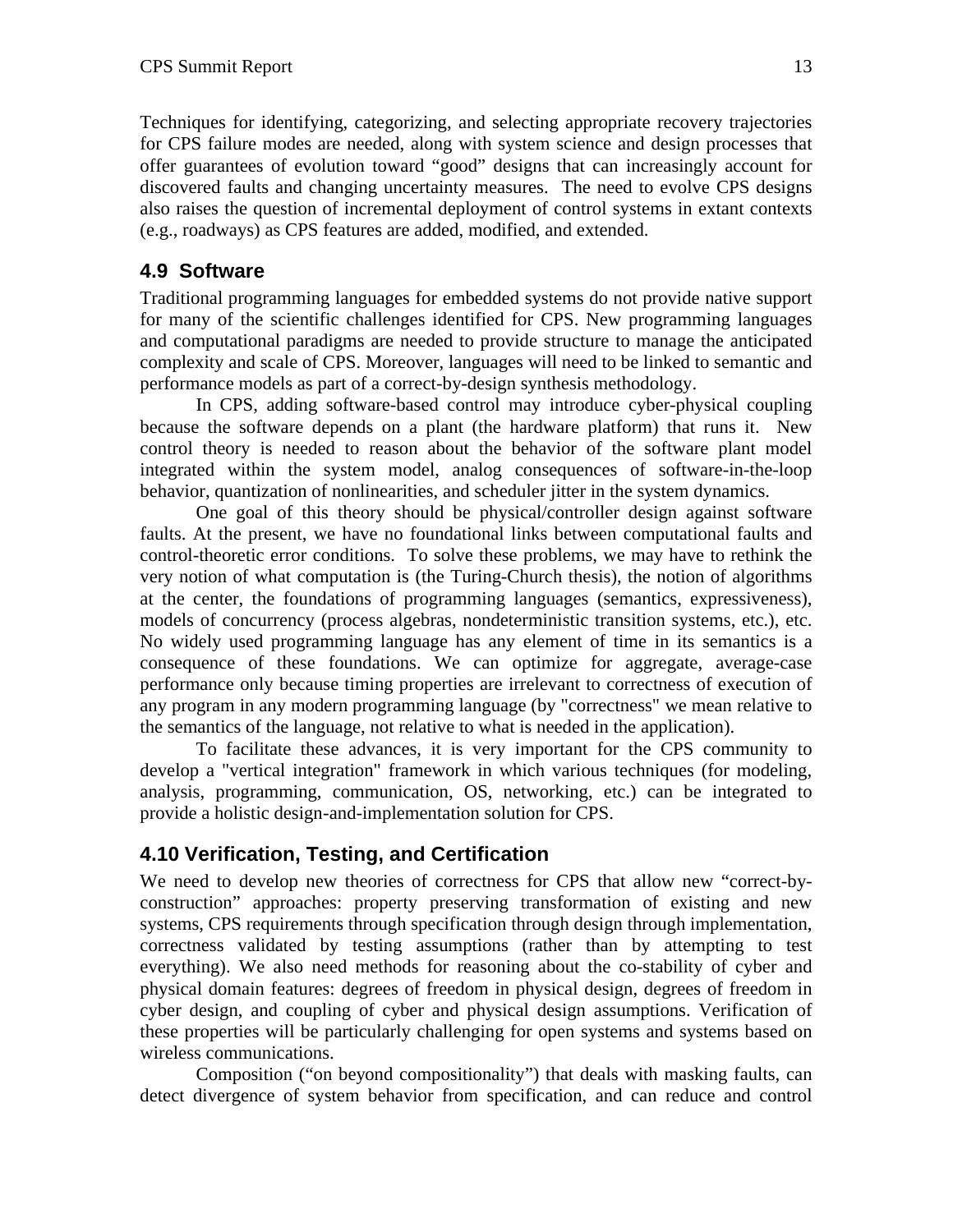Techniques for identifying, categorizing, and selecting appropriate recovery trajectories for CPS failure modes are needed, along with system science and design processes that offer guarantees of evolution toward "good" designs that can increasingly account for discovered faults and changing uncertainty measures. The need to evolve CPS designs also raises the question of incremental deployment of control systems in extant contexts (e.g., roadways) as CPS features are added, modified, and extended.

## 4.9 Software

Traditional programming languages for embedded systems do not provide native support for many of the scientific challenges identified for CPS. New programming languages and computational paradigms are needed to provide structure to manage the anticipated complexity and scale of CPS. Moreover, languages will need to be linked to semantic and performance models as part of a correct-by-design synthesis methodology.

In CPS, adding software-based control may introduce cyber-physical coupling because the software depends on a plant (the hardware platform) that runs it. New control theory is needed to reason about the behavior of the software plant model integrated within the system model, analog consequences of software-in-the-loop behavior, quantization of nonlinearities, and scheduler jitter in the system dynamics.

One goal of this theory should be physical/controller design against software faults. At the present, we have no foundational links between computational faults and control-theoretic error conditions. To solve these problems, we may have to rethink the very notion of what computation is (the Turing-Church thesis), the notion of algorithms at the center, the foundations of programming languages (semantics, expressiveness), models of concurrency (process algebras, nondeterministic transition systems, etc.), etc. No widely used programming language has any element of time in its semantics is a consequence of these foundations. We can optimize for aggregate, average-case performance only because timing properties are irrelevant to correctness of execution of any program in any modern programming language (by "correctness" we mean relative to the semantics of the language, not relative to what is needed in the application).

To facilitate these advances, it is very important for the CPS community to develop a "vertical integration" framework in which various techniques (for modeling, analysis, programming, communication, OS, networking, etc.) can be integrated to provide a holistic design-and-implementation solution for CPS.

## 4.10 Verification, Testing, and Certification

We need to develop new theories of correctness for CPS that allow new "correct-by-construction" approaches: property preserving transformation of existing and new systems, CPS requirements through specification through design through implementation, correctness validated by testing assumptions (rather than by attempting to test everything). We also need methods for reasoning about the co-stability of cyber and physical domain features: degrees of freedom in physical design, degrees of freedom in cyber design, and coupling of cyber and physical design assumptions. Verification of these properties will be particularly challenging for open systems and systems based on wireless communications.

Composition ("on beyond compositionality") that deals with masking faults, can detect divergence of system behavior from specification, and can reduce and control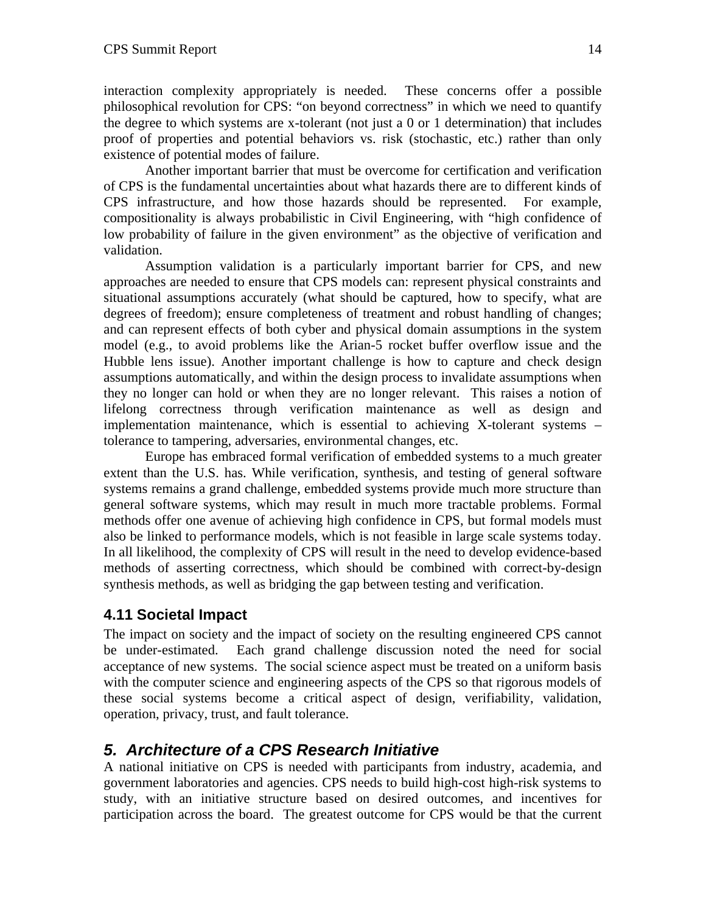interaction complexity appropriately is needed. These concerns offer a possible philosophical revolution for CPS: "on beyond correctness" in which we need to quantify the degree to which systems are x-tolerant (not just a 0 or 1 determination) that includes proof of properties and potential behaviors vs. risk (stochastic, etc.) rather than only existence of potential modes of failure.

Another important barrier that must be overcome for certification and verification of CPS is the fundamental uncertainties about what hazards there are to different kinds of CPS infrastructure, and how those hazards should be represented. For example, compositionality is always probabilistic in Civil Engineering, with "high confidence of low probability of failure in the given environment" as the objective of verification and validation.

Assumption validation is a particularly important barrier for CPS, and new approaches are needed to ensure that CPS models can: represent physical constraints and situational assumptions accurately (what should be captured, how to specify, what are degrees of freedom); ensure completeness of treatment and robust handling of changes; and can represent effects of both cyber and physical domain assumptions in the system model (e.g., to avoid problems like the Arian-5 rocket buffer overflow issue and the Hubble lens issue). Another important challenge is how to capture and check design assumptions automatically, and within the design process to invalidate assumptions when they no longer can hold or when they are no longer relevant. This raises a notion of lifelong correctness through verification maintenance as well as design and implementation maintenance, which is essential to achieving X-tolerant systems – tolerance to tampering, adversaries, environmental changes, etc.

Europe has embraced formal verification of embedded systems to a much greater extent than the U.S. has. While verification, synthesis, and testing of general software systems remains a grand challenge, embedded systems provide much more structure than general software systems, which may result in much more tractable problems. Formal methods offer one avenue of achieving high confidence in CPS, but formal models must also be linked to performance models, which is not feasible in large scale systems today. In all likelihood, the complexity of CPS will result in the need to develop evidence-based methods of asserting correctness, which should be combined with correct-by-design synthesis methods, as well as bridging the gap between testing and verification.

### 4.11 Societal Impact

The impact on society and the impact of society on the resulting engineered CPS cannot be under-estimated. Each grand challenge discussion noted the need for social acceptance of new systems. The social science aspect must be treated on a uniform basis with the computer science and engineering aspects of the CPS so that rigorous models of these social systems become a critical aspect of design, verifiability, validation, operation, privacy, trust, and fault tolerance.

## *5. Architecture of a CPS Research Initiative*

A national initiative on CPS is needed with participants from industry, academia, and government laboratories and agencies. CPS needs to build high-cost high-risk systems to study, with an initiative structure based on desired outcomes, and incentives for participation across the board. The greatest outcome for CPS would be that the current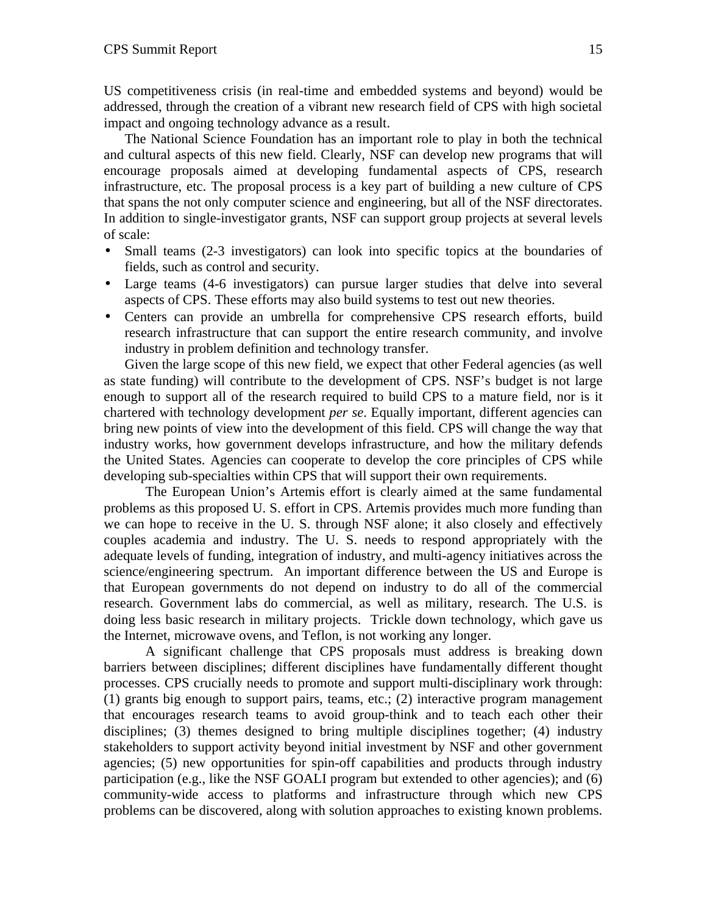US competitiveness crisis (in real-time and embedded systems and beyond) would be addressed, through the creation of a vibrant new research field of CPS with high societal impact and ongoing technology advance as a result.

The National Science Foundation has an important role to play in both the technical and cultural aspects of this new field. Clearly, NSF can develop new programs that will encourage proposals aimed at developing fundamental aspects of CPS, research infrastructure, etc. The proposal process is a key part of building a new culture of CPS that spans the not only computer science and engineering, but all of the NSF directorates. In addition to single-investigator grants, NSF can support group projects at several levels of scale:

- Small teams (2-3 investigators) can look into specific topics at the boundaries of fields, such as control and security.
- Large teams (4-6 investigators) can pursue larger studies that delve into several aspects of CPS. These efforts may also build systems to test out new theories.
- Centers can provide an umbrella for comprehensive CPS research efforts, build research infrastructure that can support the entire research community, and involve industry in problem definition and technology transfer.

Given the large scope of this new field, we expect that other Federal agencies (as well as state funding) will contribute to the development of CPS. NSF's budget is not large enough to support all of the research required to build CPS to a mature field, nor is it chartered with technology development *per se*. Equally important, different agencies can bring new points of view into the development of this field. CPS will change the way that industry works, how government develops infrastructure, and how the military defends the United States. Agencies can cooperate to develop the core principles of CPS while developing sub-specialties within CPS that will support their own requirements.

The European Union's Artemis effort is clearly aimed at the same fundamental problems as this proposed U. S. effort in CPS. Artemis provides much more funding than we can hope to receive in the U. S. through NSF alone; it also closely and effectively couples academia and industry. The U. S. needs to respond appropriately with the adequate levels of funding, integration of industry, and multi-agency initiatives across the science/engineering spectrum. An important difference between the US and Europe is that European governments do not depend on industry to do all of the commercial research. Government labs do commercial, as well as military, research. The U.S. is doing less basic research in military projects. Trickle down technology, which gave us the Internet, microwave ovens, and Teflon, is not working any longer.

A significant challenge that CPS proposals must address is breaking down barriers between disciplines; different disciplines have fundamentally different thought processes. CPS crucially needs to promote and support multi-disciplinary work through: (1) grants big enough to support pairs, teams, etc.; (2) interactive program management that encourages research teams to avoid group-think and to teach each other their disciplines; (3) themes designed to bring multiple disciplines together; (4) industry stakeholders to support activity beyond initial investment by NSF and other government agencies; (5) new opportunities for spin-off capabilities and products through industry participation (e.g., like the NSF GOALI program but extended to other agencies); and (6) community-wide access to platforms and infrastructure through which new CPS problems can be discovered, along with solution approaches to existing known problems.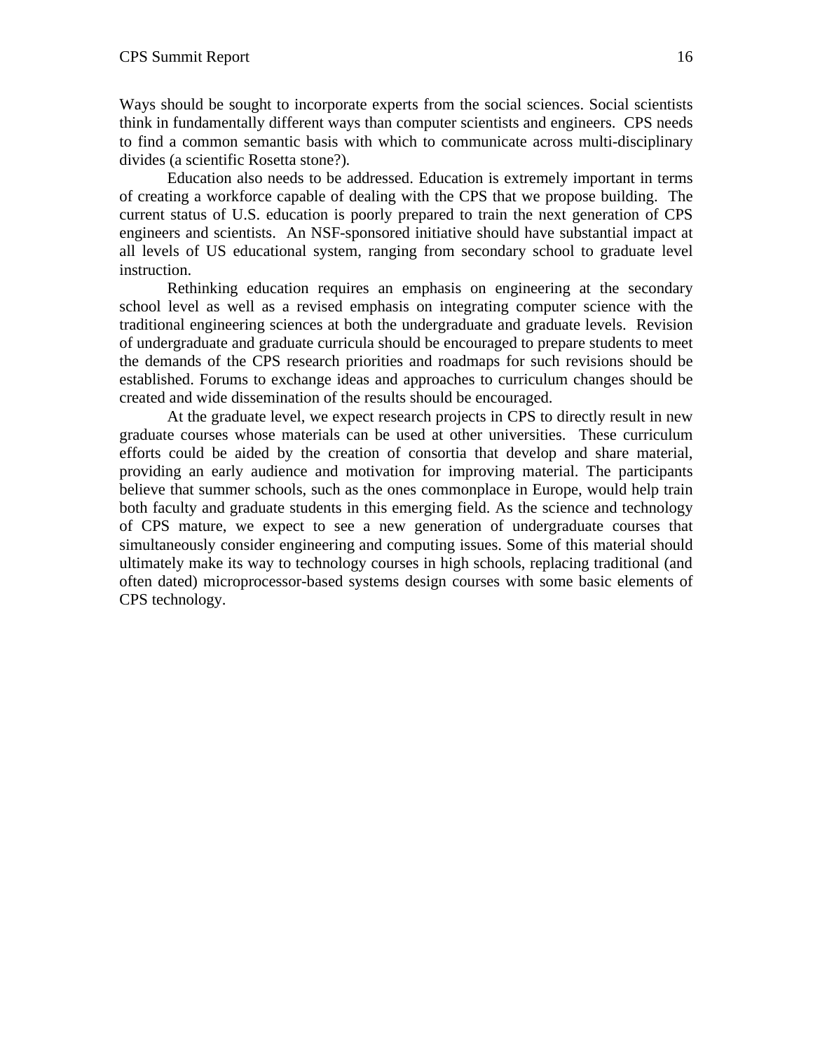Ways should be sought to incorporate experts from the social sciences. Social scientists think in fundamentally different ways than computer scientists and engineers. CPS needs to find a common semantic basis with which to communicate across multi-disciplinary divides (a scientific Rosetta stone?).

Education also needs to be addressed. Education is extremely important in terms of creating a workforce capable of dealing with the CPS that we propose building. The current status of U.S. education is poorly prepared to train the next generation of CPS engineers and scientists. An NSF-sponsored initiative should have substantial impact at all levels of US educational system, ranging from secondary school to graduate level instruction.

Rethinking education requires an emphasis on engineering at the secondary school level as well as a revised emphasis on integrating computer science with the traditional engineering sciences at both the undergraduate and graduate levels. Revision of undergraduate and graduate curricula should be encouraged to prepare students to meet the demands of the CPS research priorities and roadmaps for such revisions should be established. Forums to exchange ideas and approaches to curriculum changes should be created and wide dissemination of the results should be encouraged.

At the graduate level, we expect research projects in CPS to directly result in new graduate courses whose materials can be used at other universities. These curriculum efforts could be aided by the creation of consortia that develop and share material, providing an early audience and motivation for improving material. The participants believe that summer schools, such as the ones commonplace in Europe, would help train both faculty and graduate students in this emerging field. As the science and technology of CPS mature, we expect to see a new generation of undergraduate courses that simultaneously consider engineering and computing issues. Some of this material should ultimately make its way to technology courses in high schools, replacing traditional (and often dated) microprocessor-based systems design courses with some basic elements of CPS technology.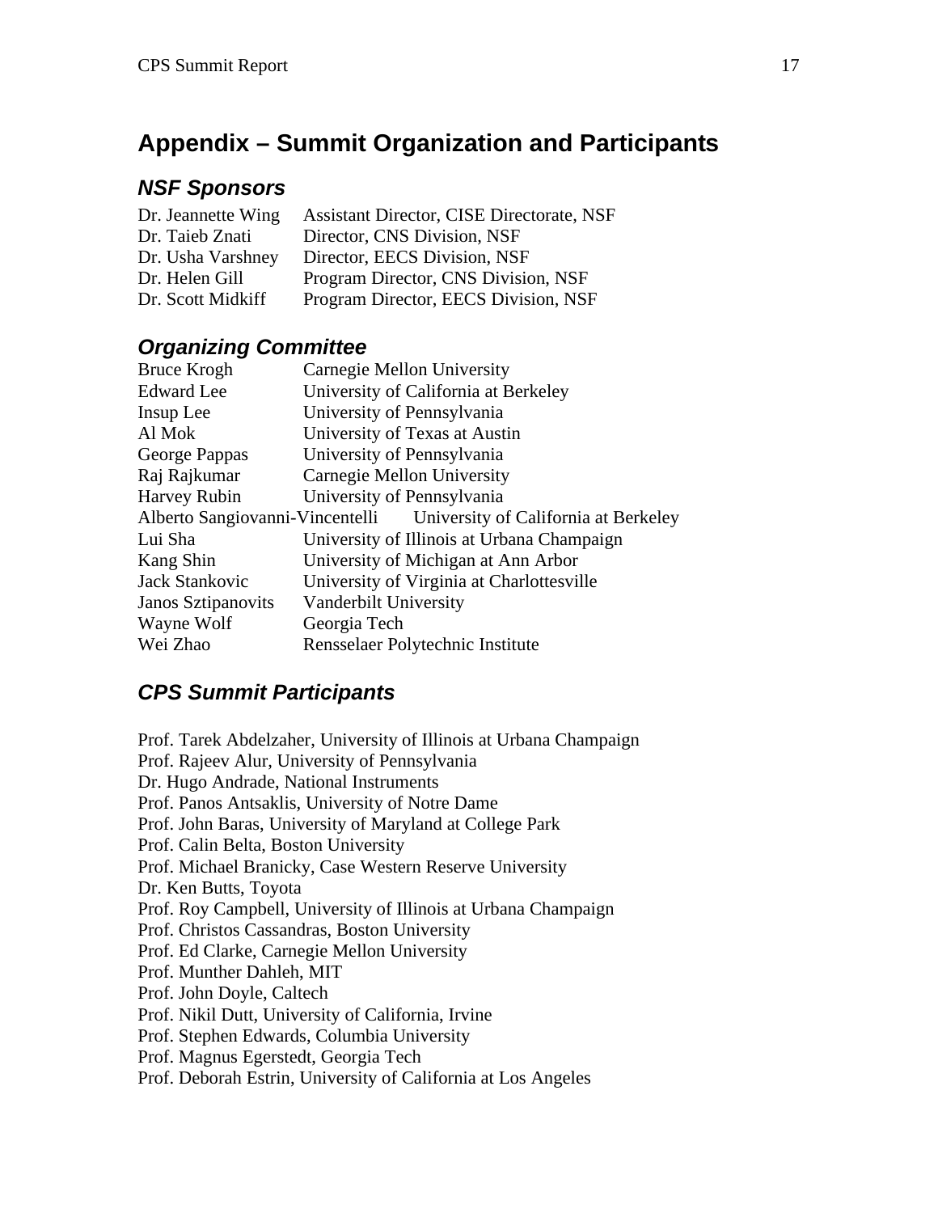# Appendix – Summit Organization and Participants

## *NSF Sponsors*

| | |
|---|---|
| Dr. Jeannette Wing | Assistant Director, CISE Directorate, NSF |
| Dr. Taieb Znati | Director, CNS Division, NSF |
| Dr. Usha Varshney | Director, EECS Division, NSF |
| Dr. Helen Gill | Program Director, CNS Division, NSF |
| Dr. Scott Midkiff | Program Director, EECS Division, NSF |

## *Organizing Committee*

| | |
|---|---|
| Bruce Krogh | Carnegie Mellon University |
| Edward Lee | University of California at Berkeley |
| Insup Lee | University of Pennsylvania |
| Al Mok | University of Texas at Austin |
| George Pappas | University of Pennsylvania |
| Raj Rajkumar | Carnegie Mellon University |
| Harvey Rubin | University of Pennsylvania |
| Alberto Sangiovanni-Vincentelli | University of California at Berkeley |
| Lui Sha | University of Illinois at Urbana Champaign |
| Kang Shin | University of Michigan at Ann Arbor |
| Jack Stankovic | University of Virginia at Charlottesville |
| Janos Sztipanovits | Vanderbilt University |
| Wayne Wolf | Georgia Tech |
| Wei Zhao | Rensselaer Polytechnic Institute |

## *CPS Summit Participants*

Prof. Tarek Abdelzaher, University of Illinois at Urbana Champaign  
Prof. Rajeev Alur, University of Pennsylvania  
Dr. Hugo Andrade, National Instruments  
Prof. Panos Antsaklis, University of Notre Dame  
Prof. John Baras, University of Maryland at College Park  
Prof. Calin Belta, Boston University  
Prof. Michael Branicky, Case Western Reserve University  
Dr. Ken Butts, Toyota  
Prof. Roy Campbell, University of Illinois at Urbana Champaign  
Prof. Christos Cassandras, Boston University  
Prof. Ed Clarke, Carnegie Mellon University  
Prof. Munther Dahleh, MIT  
Prof. John Doyle, Caltech  
Prof. Nikil Dutt, University of California, Irvine  
Prof. Stephen Edwards, Columbia University  
Prof. Magnus Egerstedt, Georgia Tech  
Prof. Deborah Estrin, University of California at Los Angeles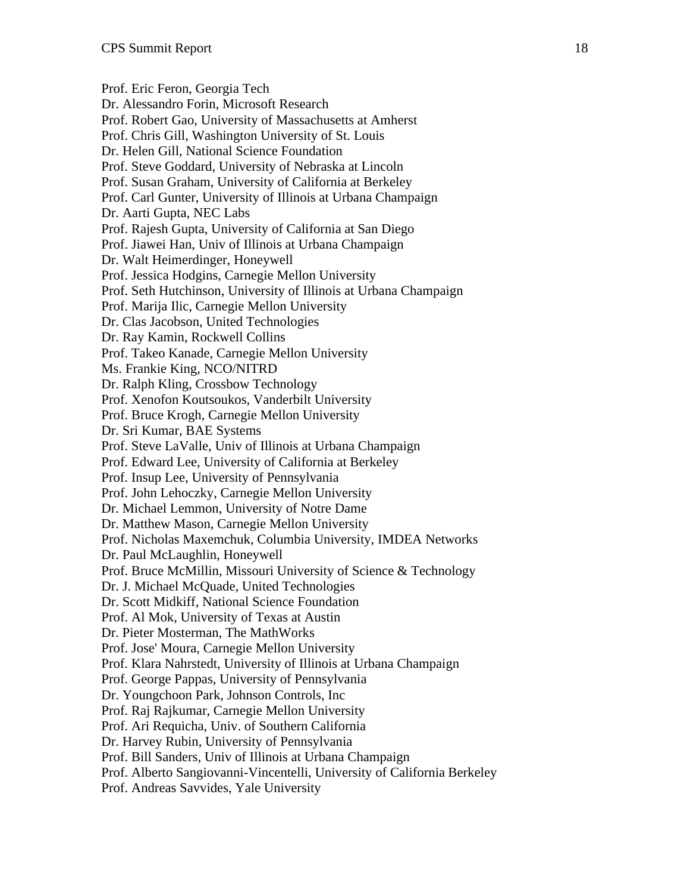Prof. Eric Feron, Georgia Tech
Dr. Alessandro Forin, Microsoft Research
Prof. Robert Gao, University of Massachusetts at Amherst
Prof. Chris Gill, Washington University of St. Louis
Dr. Helen Gill, National Science Foundation
Prof. Steve Goddard, University of Nebraska at Lincoln
Prof. Susan Graham, University of California at Berkeley
Prof. Carl Gunter, University of Illinois at Urbana Champaign
Dr. Aarti Gupta, NEC Labs
Prof. Rajesh Gupta, University of California at San Diego
Prof. Jiawei Han, Univ of Illinois at Urbana Champaign
Dr. Walt Heimerdinger, Honeywell
Prof. Jessica Hodgins, Carnegie Mellon University
Prof. Seth Hutchinson, University of Illinois at Urbana Champaign
Prof. Marija Ilic, Carnegie Mellon University
Dr. Clas Jacobson, United Technologies
Dr. Ray Kamin, Rockwell Collins
Prof. Takeo Kanade, Carnegie Mellon University
Ms. Frankie King, NCO/NITRD
Dr. Ralph Kling, Crossbow Technology
Prof. Xenofon Koutsoukos, Vanderbilt University
Prof. Bruce Krogh, Carnegie Mellon University
Dr. Sri Kumar, BAE Systems
Prof. Steve LaValle, Univ of Illinois at Urbana Champaign
Prof. Edward Lee, University of California at Berkeley
Prof. Insup Lee, University of Pennsylvania
Prof. John Lehoczky, Carnegie Mellon University
Dr. Michael Lemmon, University of Notre Dame
Dr. Matthew Mason, Carnegie Mellon University
Prof. Nicholas Maxemchuk, Columbia University, IMDEA Networks
Dr. Paul McLaughlin, Honeywell
Prof. Bruce McMillin, Missouri University of Science & Technology
Dr. J. Michael McQuade, United Technologies
Dr. Scott Midkiff, National Science Foundation
Prof. Al Mok, University of Texas at Austin
Dr. Pieter Mosterman, The MathWorks
Prof. Jose' Moura, Carnegie Mellon University
Prof. Klara Nahrstedt, University of Illinois at Urbana Champaign
Prof. George Pappas, University of Pennsylvania
Dr. Youngchoon Park, Johnson Controls, Inc
Prof. Raj Rajkumar, Carnegie Mellon University
Prof. Ari Requicha, Univ. of Southern California
Dr. Harvey Rubin, University of Pennsylvania
Prof. Bill Sanders, Univ of Illinois at Urbana Champaign
Prof. Alberto Sangiovanni-Vincentelli, University of California Berkeley
Prof. Andreas Savvides, Yale University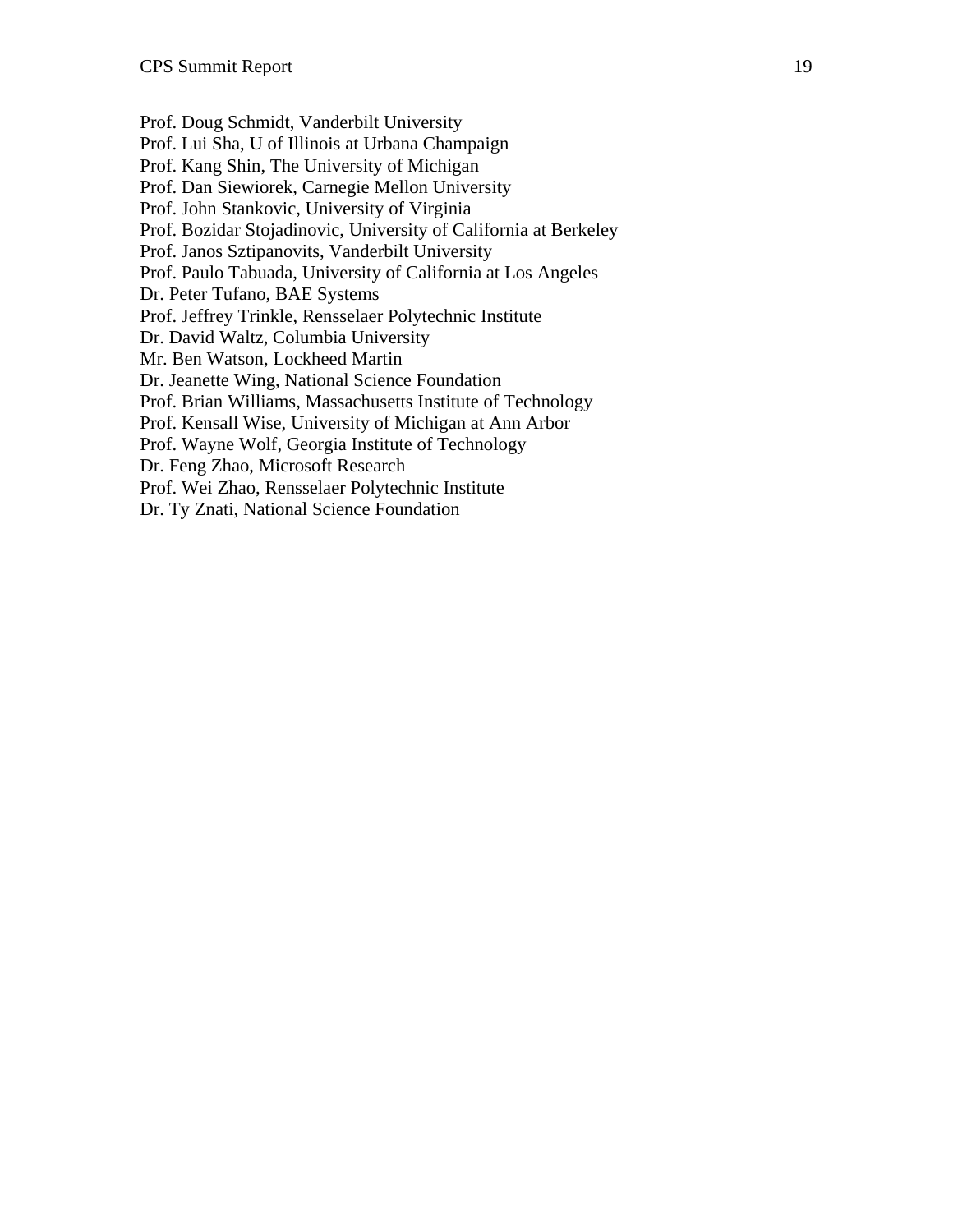Prof. Doug Schmidt, Vanderbilt University
Prof. Lui Sha, U of Illinois at Urbana Champaign
Prof. Kang Shin, The University of Michigan
Prof. Dan Siewiorek, Carnegie Mellon University
Prof. John Stankovic, University of Virginia
Prof. Bozidar Stojadinovic, University of California at Berkeley
Prof. Janos Sztipanovits, Vanderbilt University
Prof. Paulo Tabuada, University of California at Los Angeles
Dr. Peter Tufano, BAE Systems
Prof. Jeffrey Trinkle, Rensselaer Polytechnic Institute
Dr. David Waltz, Columbia University
Mr. Ben Watson, Lockheed Martin
Dr. Jeanette Wing, National Science Foundation
Prof. Brian Williams, Massachusetts Institute of Technology
Prof. Kensall Wise, University of Michigan at Ann Arbor
Prof. Wayne Wolf, Georgia Institute of Technology
Dr. Feng Zhao, Microsoft Research
Prof. Wei Zhao, Rensselaer Polytechnic Institute
Dr. Ty Znati, National Science Foundation